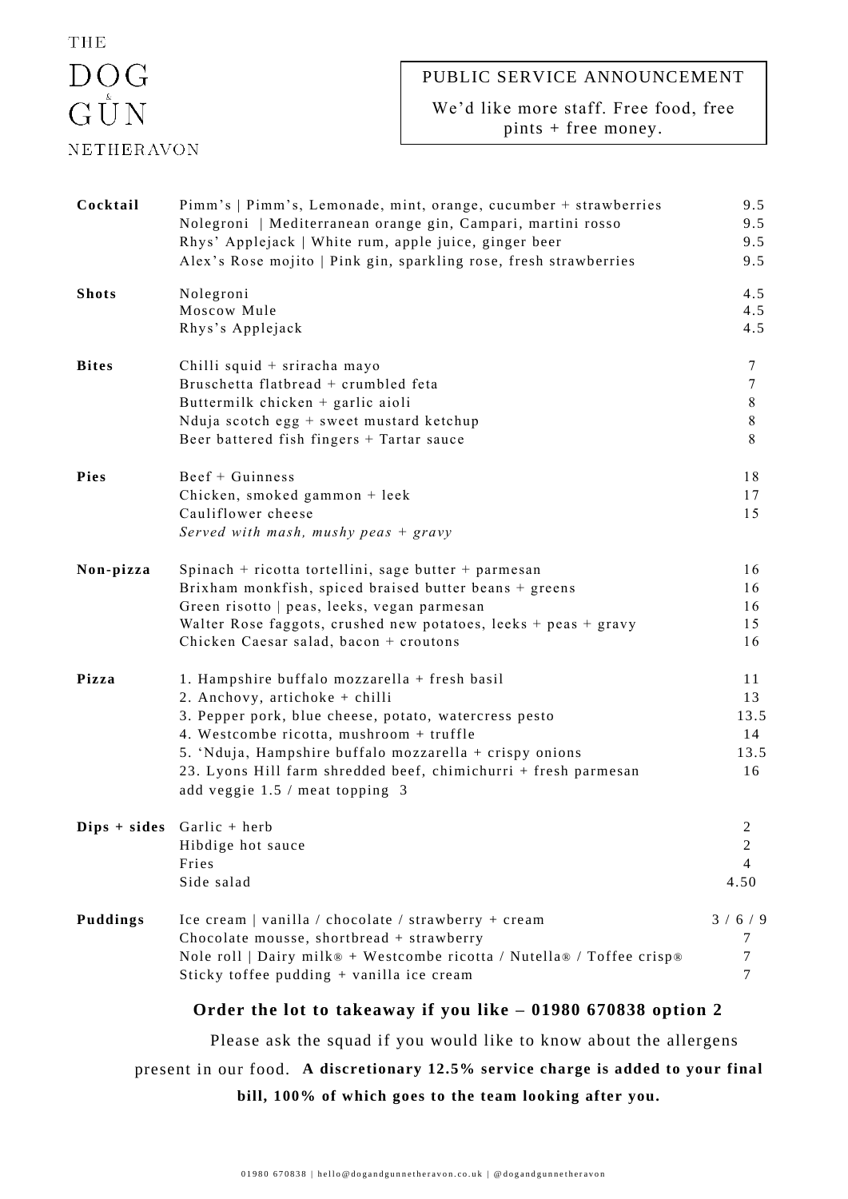# THE DOG & GUN NETHERAVON

**PUBLIC SERVICE ANNOUNCEMENT**

We'd like more staff. Free food, free pints + free money.

| | | |
|---|---|---|
| **Cocktail** | Pimm's \| Pimm's, Lemonade, mint, orange, cucumber + strawberries | 9.5 |
| | Nolegroni \| Mediterranean orange gin, Campari, martini rosso | 9.5 |
| | Rhys' Applejack \| White rum, apple juice, ginger beer | 9.5 |
| | Alex's Rose mojito \| Pink gin, sparkling rose, fresh strawberries | 9.5 |
| **Shots** | Nolegroni | 4.5 |
| | Moscow Mule | 4.5 |
| | Rhys's Applejack | 4.5 |
| **Bites** | Chilli squid + sriracha mayo | 7 |
| | Bruschetta flatbread + crumbled feta | 7 |
| | Buttermilk chicken + garlic aioli | 8 |
| | Nduja scotch egg + sweet mustard ketchup | 8 |
| | Beer battered fish fingers + Tartar sauce | 8 |
| **Pies** | Beef + Guinness | 18 |
| | Chicken, smoked gammon + leek | 17 |
| | Cauliflower cheese | 15 |
| | *Served with mash, mushy peas + gravy* | |
| **Non-pizza** | Spinach + ricotta tortellini, sage butter + parmesan | 16 |
| | Brixham monkfish, spiced braised butter beans + greens | 16 |
| | Green risotto \| peas, leeks, vegan parmesan | 16 |
| | Walter Rose faggots, crushed new potatoes, leeks + peas + gravy | 15 |
| | Chicken Caesar salad, bacon + croutons | 16 |
| **Pizza** | 1. Hampshire buffalo mozzarella + fresh basil | 11 |
| | 2. Anchovy, artichoke + chilli | 13 |
| | 3. Pepper pork, blue cheese, potato, watercress pesto | 13.5 |
| | 4. Westcombe ricotta, mushroom + truffle | 14 |
| | 5. 'Nduja, Hampshire buffalo mozzarella + crispy onions | 13.5 |
| | 23. Lyons Hill farm shredded beef, chimichurri + fresh parmesan | 16 |
| | add veggie 1.5 / meat topping 3 | |
| **Dips + sides** | Garlic + herb | 2 |
| | Hibdige hot sauce | 2 |
| | Fries | 4 |
| | Side salad | 4.50 |
| **Puddings** | Ice cream \| vanilla / chocolate / strawberry + cream | 3 / 6 / 9 |
| | Chocolate mousse, shortbread + strawberry | 7 |
| | Nole roll \| Dairy milk® + Westcombe ricotta / Nutella® / Toffee crisp® | 7 |
| | Sticky toffee pudding + vanilla ice cream | 7 |

**Order the lot to takeaway if you like – 01980 670838 option 2**

Please ask the squad if you would like to know about the allergens present in our food. **A discretionary 12.5% service charge is added to your final bill, 100% of which goes to the team looking after you.**

01980 670838 | hello@dogandgunnetheravon.co.uk | @dogandgunnetheravon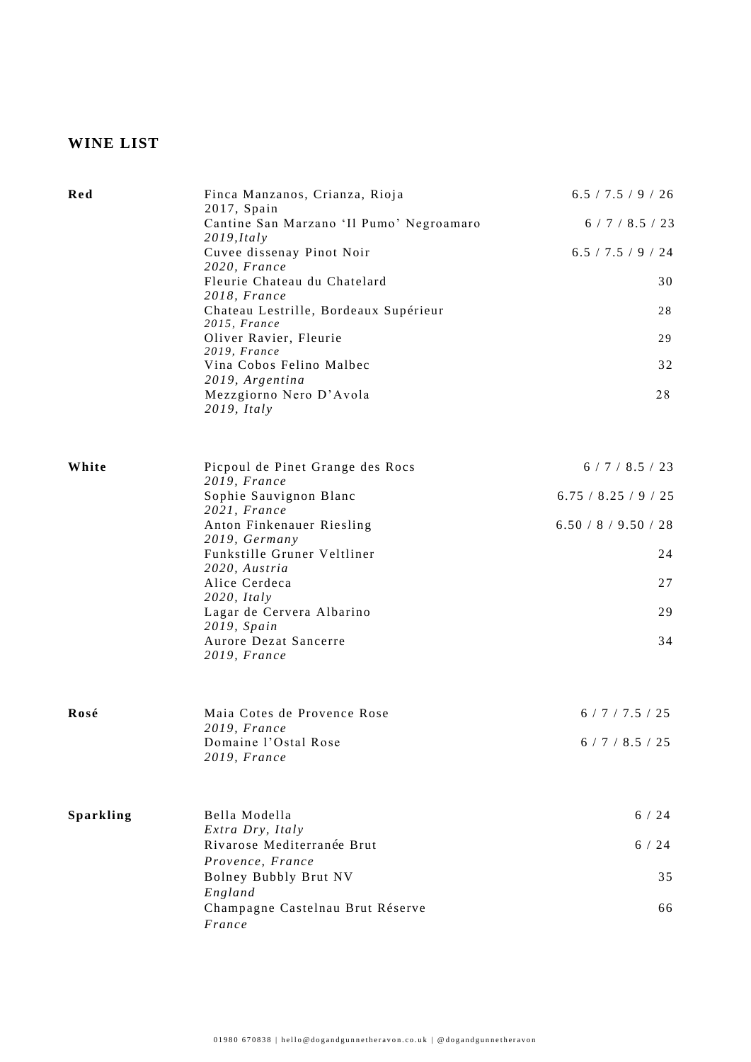## WINE LIST

| | | |
|---|---|---|
| **Red** | Finca Manzanos, Crianza, Rioja<br>2017, Spain | 6.5 / 7.5 / 9 / 26 |
| | Cantine San Marzano 'Il Pumo' Negroamaro<br>*2019,Italy* | 6 / 7 / 8.5 / 23 |
| | Cuvee dissenay Pinot Noir<br>*2020, France* | 6.5 / 7.5 / 9 / 24 |
| | Fleurie Chateau du Chatelard<br>*2018, France* | 30 |
| | Chateau Lestrille, Bordeaux Supérieur<br>*2015, France* | 28 |
| | Oliver Ravier, Fleurie<br>*2019, France* | 29 |
| | Vina Cobos Felino Malbec<br>*2019, Argentina* | 32 |
| | Mezzgiorno Nero D'Avola<br>*2019, Italy* | 28 |
| **White** | Picpoul de Pinet Grange des Rocs<br>*2019, France* | 6 / 7 / 8.5 / 23 |
| | Sophie Sauvignon Blanc<br>*2021, France* | 6.75 / 8.25 / 9 / 25 |
| | Anton Finkenauer Riesling<br>*2019, Germany* | 6.50 / 8 / 9.50 / 28 |
| | Funkstille Gruner Veltliner<br>*2020, Austria* | 24 |
| | Alice Cerdeca<br>*2020, Italy* | 27 |
| | Lagar de Cervera Albarino<br>*2019, Spain* | 29 |
| | Aurore Dezat Sancerre<br>*2019, France* | 34 |
| **Rosé** | Maia Cotes de Provence Rose<br>*2019, France* | 6 / 7 / 7.5 / 25 |
| | Domaine l'Ostal Rose<br>*2019, France* | 6 / 7 / 8.5 / 25 |
| **Sparkling** | Bella Modella<br>*Extra Dry, Italy* | 6 / 24 |
| | Rivarose Mediterranée Brut<br>*Provence, France* | 6 / 24 |
| | Bolney Bubbly Brut NV<br>*England* | 35 |
| | Champagne Castelnau Brut Réserve<br>*France* | 66 |

01980 670838 | hello@dogandgunnetheravon.co.uk | @dogandgunnetheravon